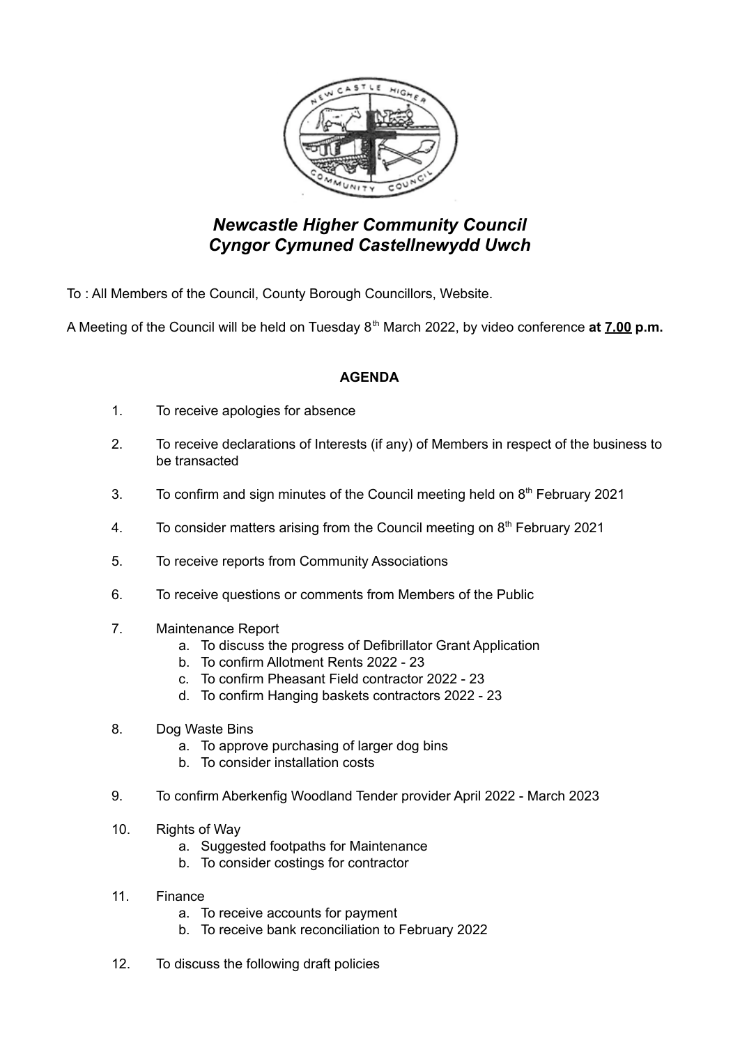# *Newcastle Higher Community Council*
# *Cyngor Cymuned Castellnewydd Uwch*

To : All Members of the Council, County Borough Councillors, Website.

A Meeting of the Council will be held on Tuesday 8th March 2022, by video conference **at 7.00 p.m.**

**AGENDA**

1. To receive apologies for absence
2. To receive declarations of Interests (if any) of Members in respect of the business to be transacted
3. To confirm and sign minutes of the Council meeting held on 8th February 2021
4. To consider matters arising from the Council meeting on 8th February 2021
5. To receive reports from Community Associations
6. To receive questions or comments from Members of the Public
7. Maintenance Report
   a. To discuss the progress of Defibrillator Grant Application
   b. To confirm Allotment Rents 2022 - 23
   c. To confirm Pheasant Field contractor 2022 - 23
   d. To confirm Hanging baskets contractors 2022 - 23
8. Dog Waste Bins
   a. To approve purchasing of larger dog bins
   b. To consider installation costs
9. To confirm Aberkenfig Woodland Tender provider April 2022 - March 2023
10. Rights of Way
    a. Suggested footpaths for Maintenance
    b. To consider costings for contractor
11. Finance
    a. To receive accounts for payment
    b. To receive bank reconciliation to February 2022
12. To discuss the following draft policies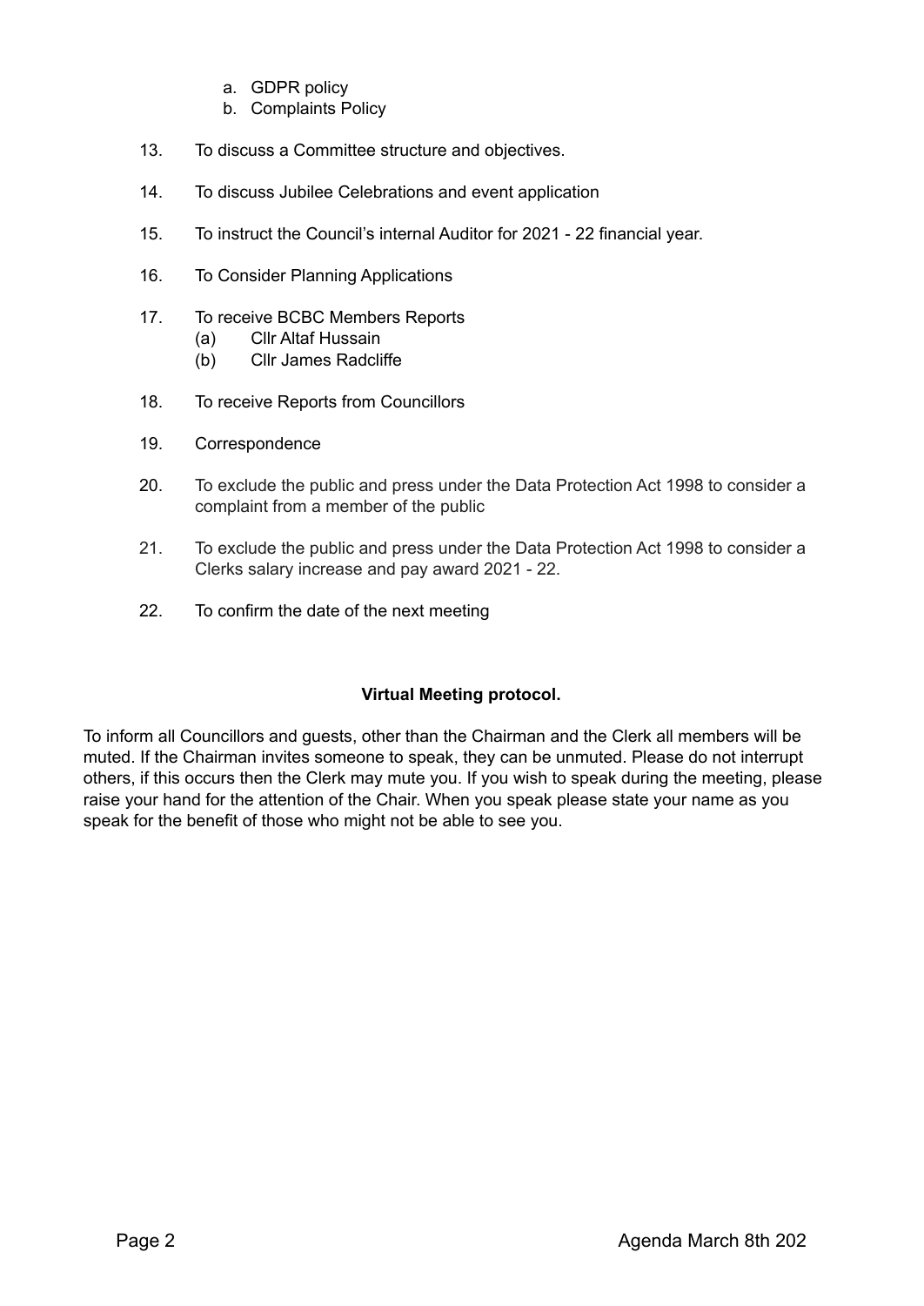a. GDPR policy
b. Complaints Policy

13. To discuss a Committee structure and objectives.

14. To discuss Jubilee Celebrations and event application

15. To instruct the Council's internal Auditor for 2021 - 22 financial year.

16. To Consider Planning Applications

17. To receive BCBC Members Reports
    (a) Cllr Altaf Hussain
    (b) Cllr James Radcliffe

18. To receive Reports from Councillors

19. Correspondence

20. To exclude the public and press under the Data Protection Act 1998 to consider a complaint from a member of the public

21. To exclude the public and press under the Data Protection Act 1998 to consider a Clerks salary increase and pay award 2021 - 22.

22. To confirm the date of the next meeting

**Virtual Meeting protocol.**

To inform all Councillors and guests, other than the Chairman and the Clerk all members will be muted. If the Chairman invites someone to speak, they can be unmuted. Please do not interrupt others, if this occurs then the Clerk may mute you. If you wish to speak during the meeting, please raise your hand for the attention of the Chair. When you speak please state your name as you speak for the benefit of those who might not be able to see you.